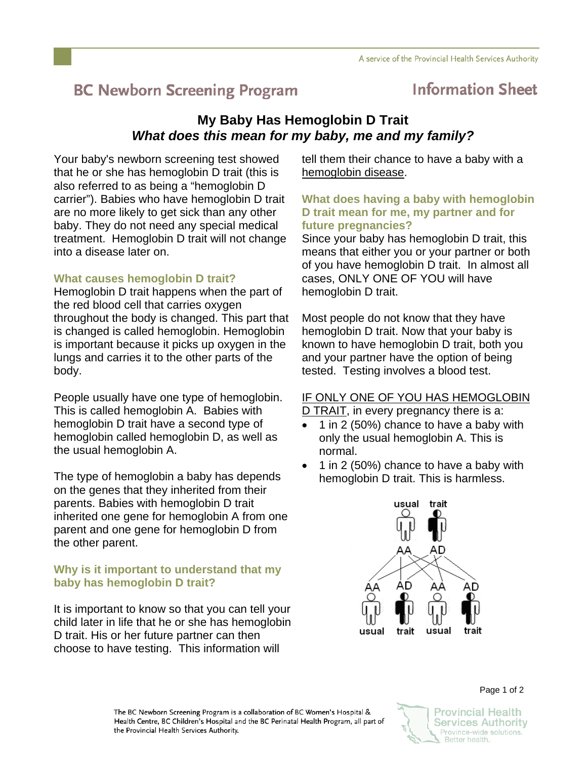# BC Newborn Screening Program — Information Sheet

## My Baby Has Hemoglobin D Trait
### *What does this mean for my baby, me and my family?*

Your baby's newborn screening test showed that he or she has hemoglobin D trait (this is also referred to as being a "hemoglobin D carrier"). Babies who have hemoglobin D trait are no more likely to get sick than any other baby. They do not need any special medical treatment. Hemoglobin D trait will not change into a disease later on.

### What causes hemoglobin D trait?

Hemoglobin D trait happens when the part of the red blood cell that carries oxygen throughout the body is changed. This part that is changed is called hemoglobin. Hemoglobin is important because it picks up oxygen in the lungs and carries it to the other parts of the body.

People usually have one type of hemoglobin. This is called hemoglobin A. Babies with hemoglobin D trait have a second type of hemoglobin called hemoglobin D, as well as the usual hemoglobin A.

The type of hemoglobin a baby has depends on the genes that they inherited from their parents. Babies with hemoglobin D trait inherited one gene for hemoglobin A from one parent and one gene for hemoglobin D from the other parent.

### Why is it important to understand that my baby has hemoglobin D trait?

It is important to know so that you can tell your child later in life that he or she has hemoglobin D trait. His or her future partner can then choose to have testing. This information will tell them their chance to have a baby with a hemoglobin disease.

### What does having a baby with hemoglobin D trait mean for me, my partner and for future pregnancies?

Since your baby has hemoglobin D trait, this means that either you or your partner or both of you have hemoglobin D trait. In almost all cases, ONLY ONE OF YOU will have hemoglobin D trait.

Most people do not know that they have hemoglobin D trait. Now that your baby is known to have hemoglobin D trait, both you and your partner have the option of being tested. Testing involves a blood test.

IF ONLY ONE OF YOU HAS HEMOGLOBIN D TRAIT, in every pregnancy there is a:

- 1 in 2 (50%) chance to have a baby with only the usual hemoglobin A. This is normal.
- 1 in 2 (50%) chance to have a baby with hemoglobin D trait. This is harmless.

Parents: usual (AA), trait (AD)

Children: AA (usual), AD (trait), AA (usual), AD (trait)

The BC Newborn Screening Program is a collaboration of BC Women's Hospital & Health Centre, BC Children's Hospital and the BC Perinatal Health Program, all part of the Provincial Health Services Authority.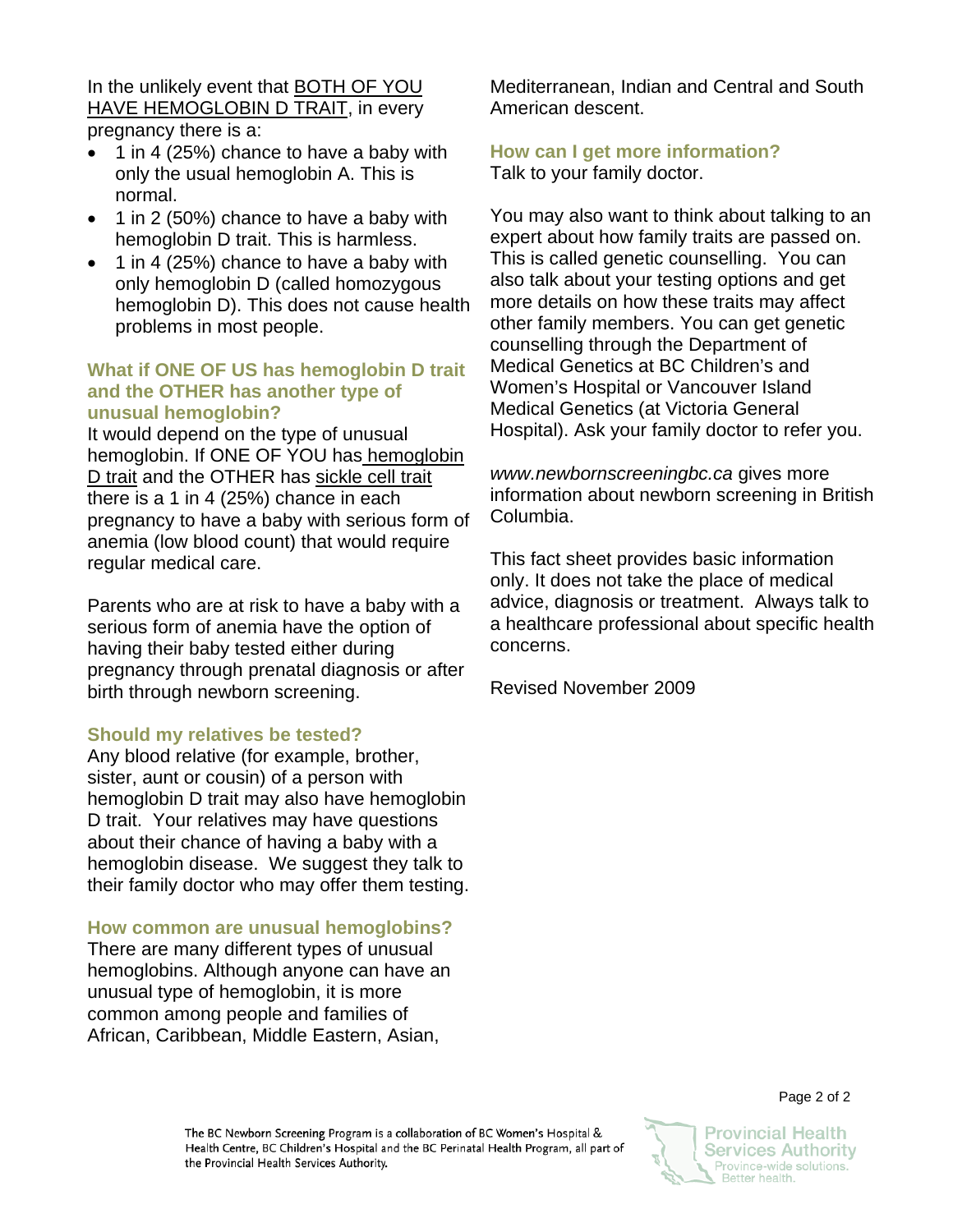In the unlikely event that BOTH OF YOU HAVE HEMOGLOBIN D TRAIT, in every pregnancy there is a:

- 1 in 4 (25%) chance to have a baby with only the usual hemoglobin A. This is normal.
- 1 in 2 (50%) chance to have a baby with hemoglobin D trait. This is harmless.
- 1 in 4 (25%) chance to have a baby with only hemoglobin D (called homozygous hemoglobin D). This does not cause health problems in most people.

### What if ONE OF US has hemoglobin D trait and the OTHER has another type of unusual hemoglobin?

It would depend on the type of unusual hemoglobin. If ONE OF YOU has hemoglobin D trait and the OTHER has sickle cell trait there is a 1 in 4 (25%) chance in each pregnancy to have a baby with serious form of anemia (low blood count) that would require regular medical care.

Parents who are at risk to have a baby with a serious form of anemia have the option of having their baby tested either during pregnancy through prenatal diagnosis or after birth through newborn screening.

### Should my relatives be tested?

Any blood relative (for example, brother, sister, aunt or cousin) of a person with hemoglobin D trait may also have hemoglobin D trait. Your relatives may have questions about their chance of having a baby with a hemoglobin disease. We suggest they talk to their family doctor who may offer them testing.

### How common are unusual hemoglobins?

There are many different types of unusual hemoglobins. Although anyone can have an unusual type of hemoglobin, it is more common among people and families of African, Caribbean, Middle Eastern, Asian, Mediterranean, Indian and Central and South American descent.

### How can I get more information?

Talk to your family doctor.

You may also want to think about talking to an expert about how family traits are passed on. This is called genetic counselling. You can also talk about your testing options and get more details on how these traits may affect other family members. You can get genetic counselling through the Department of Medical Genetics at BC Children's and Women's Hospital or Vancouver Island Medical Genetics (at Victoria General Hospital). Ask your family doctor to refer you.

*www.newbornscreeningbc.ca* gives more information about newborn screening in British Columbia.

This fact sheet provides basic information only. It does not take the place of medical advice, diagnosis or treatment. Always talk to a healthcare professional about specific health concerns.

Revised November 2009

The BC Newborn Screening Program is a collaboration of BC Women's Hospital & Health Centre, BC Children's Hospital and the BC Perinatal Health Program, all part of the Provincial Health Services Authority.

Provincial Health Services Authority
Province-wide solutions. Better health.